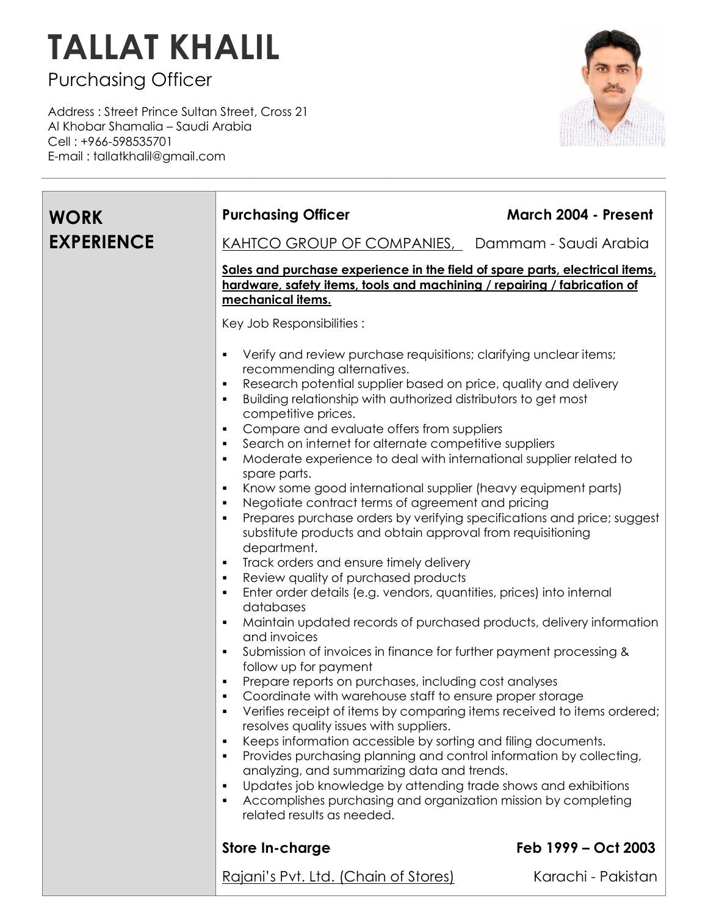# TALLAT KHALIL

Purchasing Officer

Address : Street Prince Sultan Street, Cross 21
Al Khobar Shamalia – Saudi Arabia
Cell : +966-598535701
E-mail : tallatkhalil@gmail.com

---

## WORK EXPERIENCE

### Purchasing Officer — March 2004 - Present

KAHTCO GROUP OF COMPANIES, Dammam - Saudi Arabia

**Sales and purchase experience in the field of spare parts, electrical items, hardware, safety items, tools and machining / repairing / fabrication of mechanical items.**

Key Job Responsibilities :

- Verify and review purchase requisitions; clarifying unclear items; recommending alternatives.
- Research potential supplier based on price, quality and delivery
- Building relationship with authorized distributors to get most competitive prices.
- Compare and evaluate offers from suppliers
- Search on internet for alternate competitive suppliers
- Moderate experience to deal with international supplier related to spare parts.
- Know some good international supplier (heavy equipment parts)
- Negotiate contract terms of agreement and pricing
- Prepares purchase orders by verifying specifications and price; suggest substitute products and obtain approval from requisitioning department.
- Track orders and ensure timely delivery
- Review quality of purchased products
- Enter order details (e.g. vendors, quantities, prices) into internal databases
- Maintain updated records of purchased products, delivery information and invoices
- Submission of invoices in finance for further payment processing & follow up for payment
- Prepare reports on purchases, including cost analyses
- Coordinate with warehouse staff to ensure proper storage
- Verifies receipt of items by comparing items received to items ordered; resolves quality issues with suppliers.
- Keeps information accessible by sorting and filing documents.
- Provides purchasing planning and control information by collecting, analyzing, and summarizing data and trends.
- Updates job knowledge by attending trade shows and exhibitions
- Accomplishes purchasing and organization mission by completing related results as needed.

### Store In-charge — Feb 1999 – Oct 2003

Rajani's Pvt. Ltd. (Chain of Stores) Karachi - Pakistan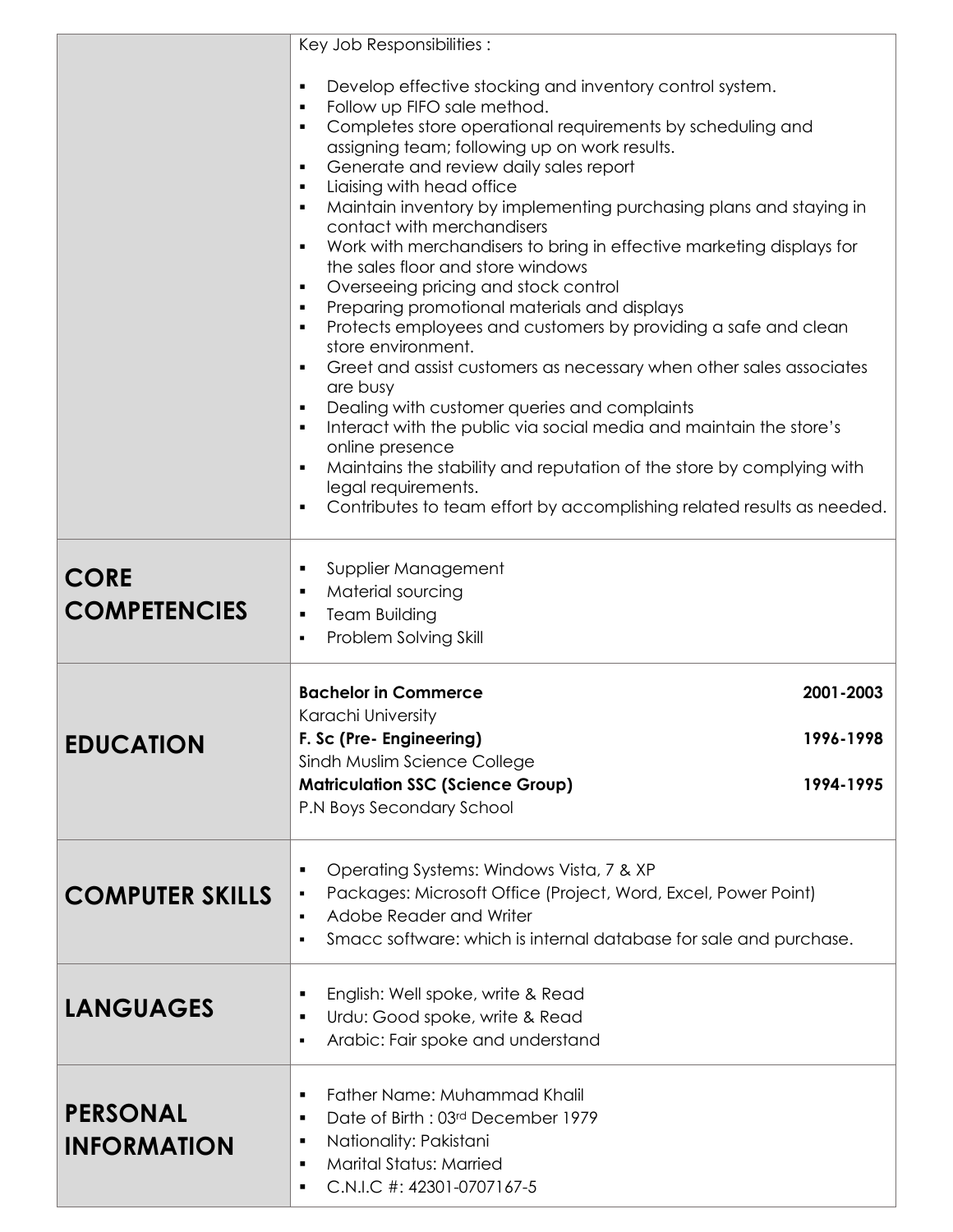Key Job Responsibilities :

- Develop effective stocking and inventory control system.
- Follow up FIFO sale method.
- Completes store operational requirements by scheduling and assigning team; following up on work results.
- Generate and review daily sales report
- Liaising with head office
- Maintain inventory by implementing purchasing plans and staying in contact with merchandisers
- Work with merchandisers to bring in effective marketing displays for the sales floor and store windows
- Overseeing pricing and stock control
- Preparing promotional materials and displays
- Protects employees and customers by providing a safe and clean store environment.
- Greet and assist customers as necessary when other sales associates are busy
- Dealing with customer queries and complaints
- Interact with the public via social media and maintain the store's online presence
- Maintains the stability and reputation of the store by complying with legal requirements.
- Contributes to team effort by accomplishing related results as needed.

## CORE COMPETENCIES

- Supplier Management
- Material sourcing
- Team Building
- Problem Solving Skill

## EDUCATION

**Bachelor in Commerce** — **2001-2003**
Karachi University

**F. Sc (Pre- Engineering)** — **1996-1998**
Sindh Muslim Science College

**Matriculation SSC (Science Group)** — **1994-1995**
P.N Boys Secondary School

## COMPUTER SKILLS

- Operating Systems: Windows Vista, 7 & XP
- Packages: Microsoft Office (Project, Word, Excel, Power Point)
- Adobe Reader and Writer
- Smacc software: which is internal database for sale and purchase.

## LANGUAGES

- English: Well spoke, write & Read
- Urdu: Good spoke, write & Read
- Arabic: Fair spoke and understand

## PERSONAL INFORMATION

- Father Name: Muhammad Khalil
- Date of Birth : 03rd December 1979
- Nationality: Pakistani
- Marital Status: Married
- C.N.I.C #: 42301-0707167-5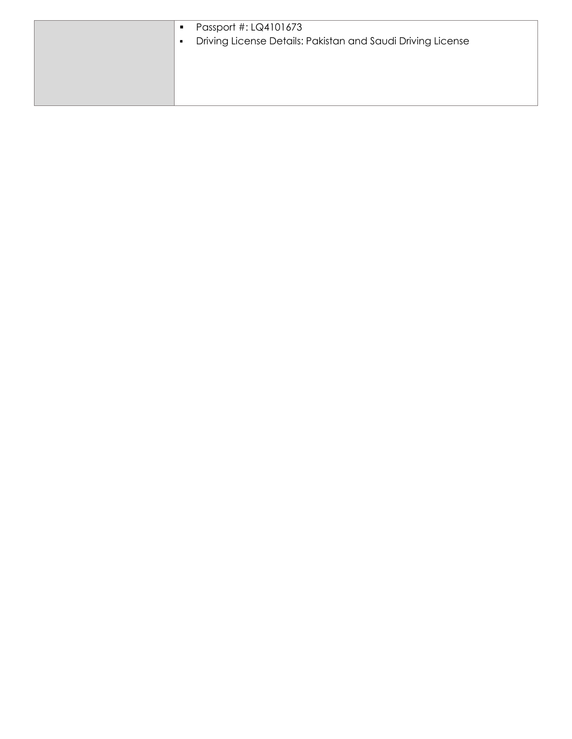| | |
|---|---|
| | - Passport #: LQ4101673<br>- Driving License Details: Pakistan and Saudi Driving License |